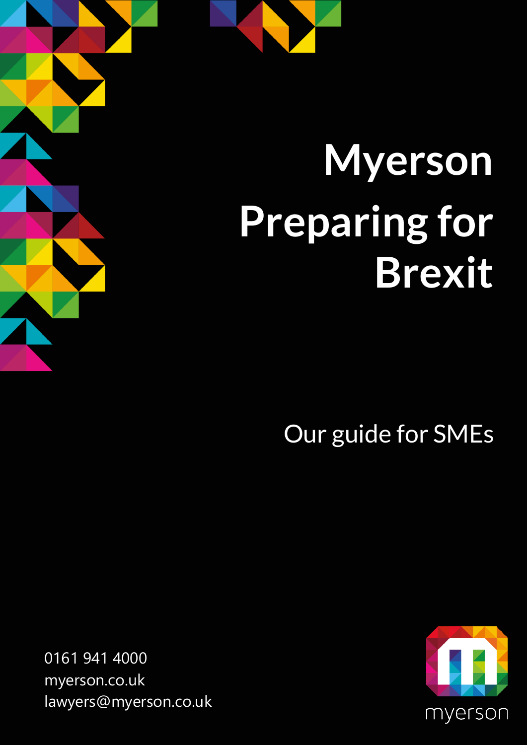# Myerson

# Preparing for Brexit

Our guide for SMEs

0161 941 4000
myerson.co.uk
lawyers@myerson.co.uk

myerson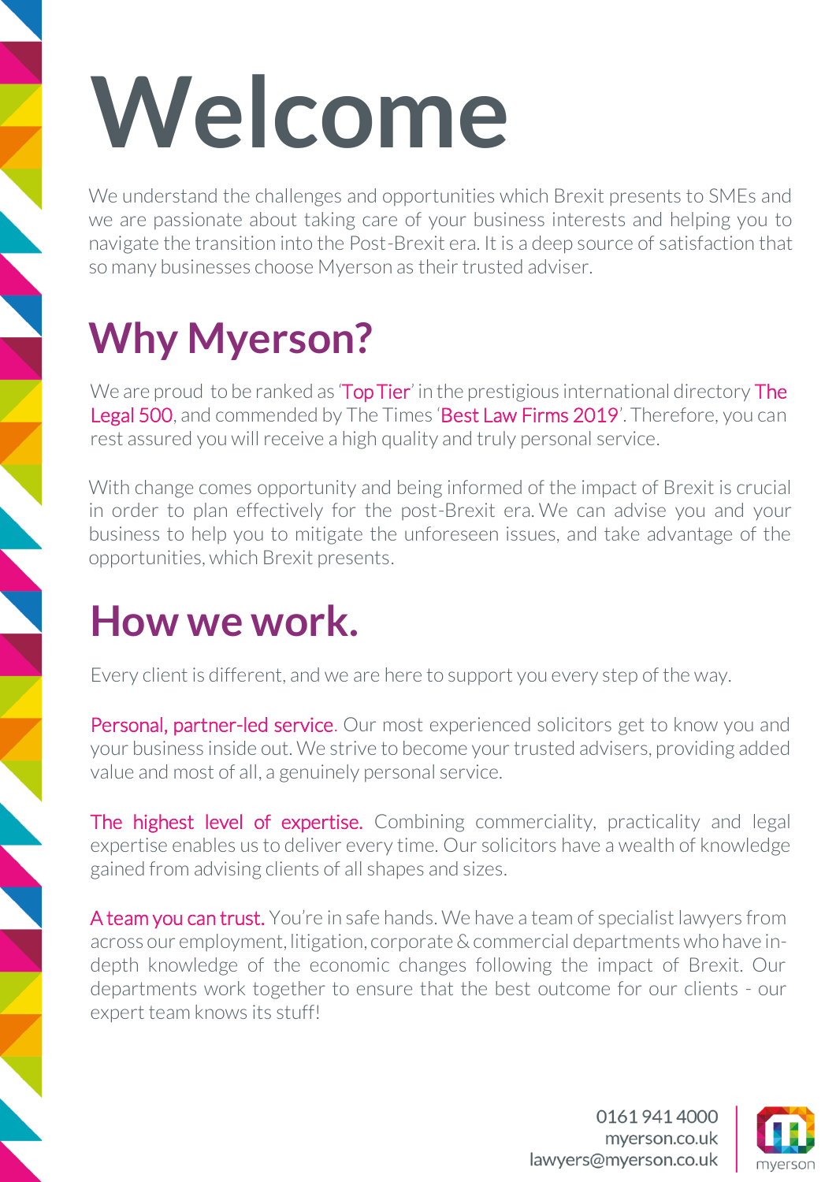# Welcome

We understand the challenges and opportunities which Brexit presents to SMEs and we are passionate about taking care of your business interests and helping you to navigate the transition into the Post-Brexit era. It is a deep source of satisfaction that so many businesses choose Myerson as their trusted adviser.

## Why Myerson?

We are proud to be ranked as 'Top Tier' in the prestigious international directory The Legal 500, and commended by The Times 'Best Law Firms 2019'. Therefore, you can rest assured you will receive a high quality and truly personal service.

With change comes opportunity and being informed of the impact of Brexit is crucial in order to plan effectively for the post-Brexit era. We can advise you and your business to help you to mitigate the unforeseen issues, and take advantage of the opportunities, which Brexit presents.

## How we work.

Every client is different, and we are here to support you every step of the way.

**Personal, partner-led service.** Our most experienced solicitors get to know you and your business inside out. We strive to become your trusted advisers, providing added value and most of all, a genuinely personal service.

**The highest level of expertise.** Combining commerciality, practicality and legal expertise enables us to deliver every time. Our solicitors have a wealth of knowledge gained from advising clients of all shapes and sizes.

**A team you can trust.** You're in safe hands. We have a team of specialist lawyers from across our employment, litigation, corporate & commercial departments who have in-depth knowledge of the economic changes following the impact of Brexit. Our departments work together to ensure that the best outcome for our clients - our expert team knows its stuff!

0161 941 4000
myerson.co.uk
lawyers@myerson.co.uk

myerson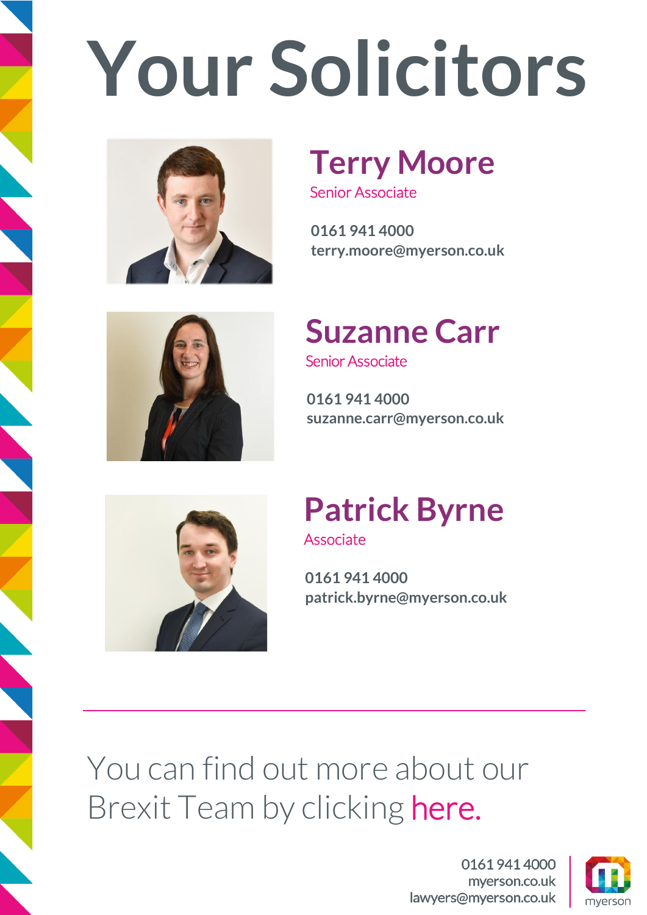# Your Solicitors

## Terry Moore

Senior Associate

**0161 941 4000**
**terry.moore@myerson.co.uk**

## Suzanne Carr

Senior Associate

**0161 941 4000**
**suzanne.carr@myerson.co.uk**

## Patrick Byrne

Associate

**0161 941 4000**
**patrick.byrne@myerson.co.uk**

---

You can find out more about our Brexit Team by clicking here.

0161 941 4000
myerson.co.uk
lawyers@myerson.co.uk

myerson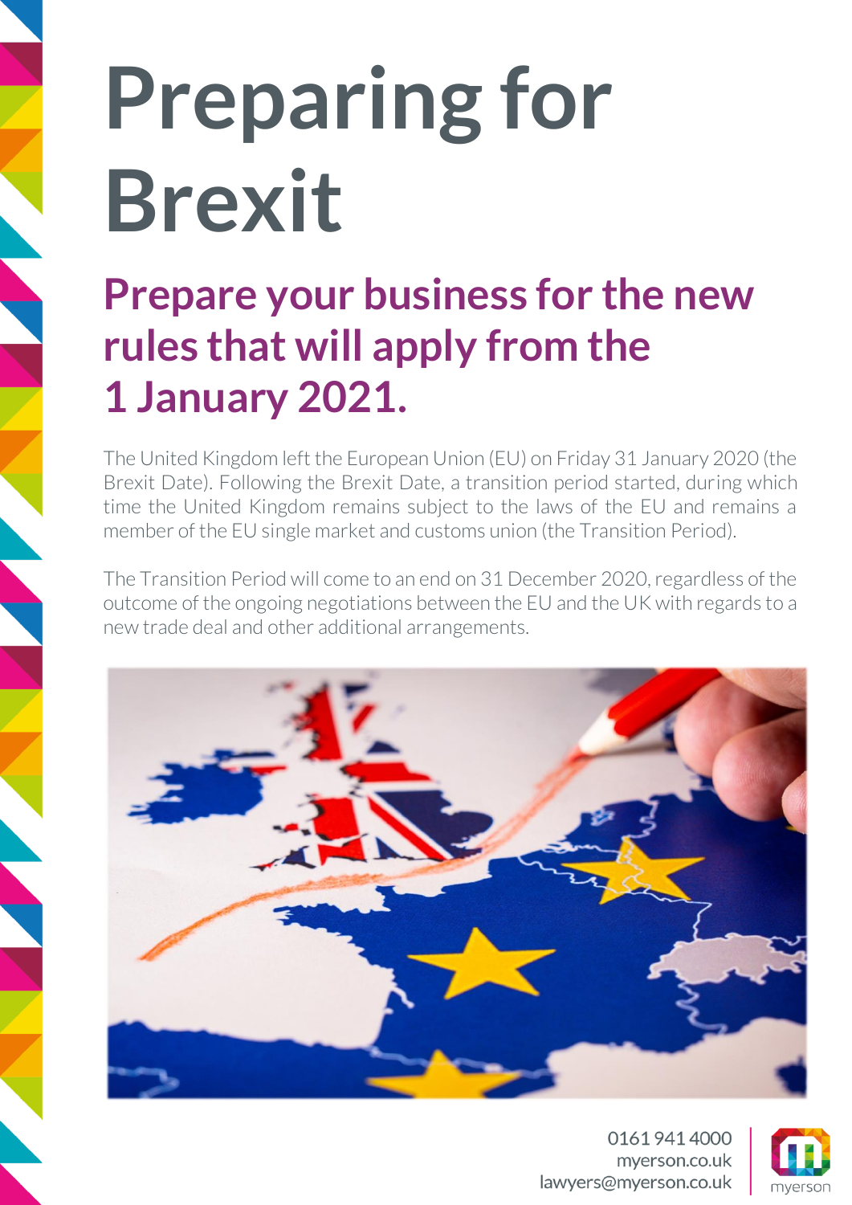# Preparing for Brexit

## Prepare your business for the new rules that will apply from the 1 January 2021.

The United Kingdom left the European Union (EU) on Friday 31 January 2020 (the Brexit Date). Following the Brexit Date, a transition period started, during which time the United Kingdom remains subject to the laws of the EU and remains a member of the EU single market and customs union (the Transition Period).

The Transition Period will come to an end on 31 December 2020, regardless of the outcome of the ongoing negotiations between the EU and the UK with regards to a new trade deal and other additional arrangements.

0161 941 4000
myerson.co.uk
lawyers@myerson.co.uk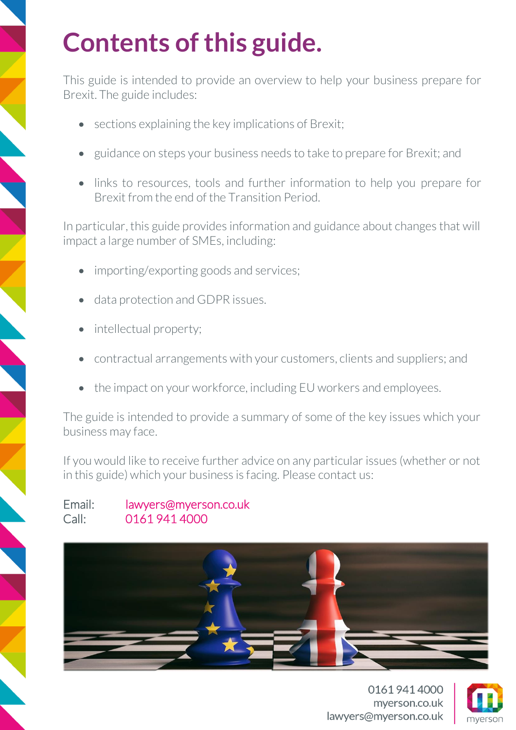# Contents of this guide.

This guide is intended to provide an overview to help your business prepare for Brexit. The guide includes:

- sections explaining the key implications of Brexit;
- guidance on steps your business needs to take to prepare for Brexit; and
- links to resources, tools and further information to help you prepare for Brexit from the end of the Transition Period.

In particular, this guide provides information and guidance about changes that will impact a large number of SMEs, including:

- importing/exporting goods and services;
- data protection and GDPR issues.
- intellectual property;
- contractual arrangements with your customers, clients and suppliers; and
- the impact on your workforce, including EU workers and employees.

The guide is intended to provide a summary of some of the key issues which your business may face.

If you would like to receive further advice on any particular issues (whether or not in this guide) which your business is facing. Please contact us:

Email: lawyers@myerson.co.uk
Call: 0161 941 4000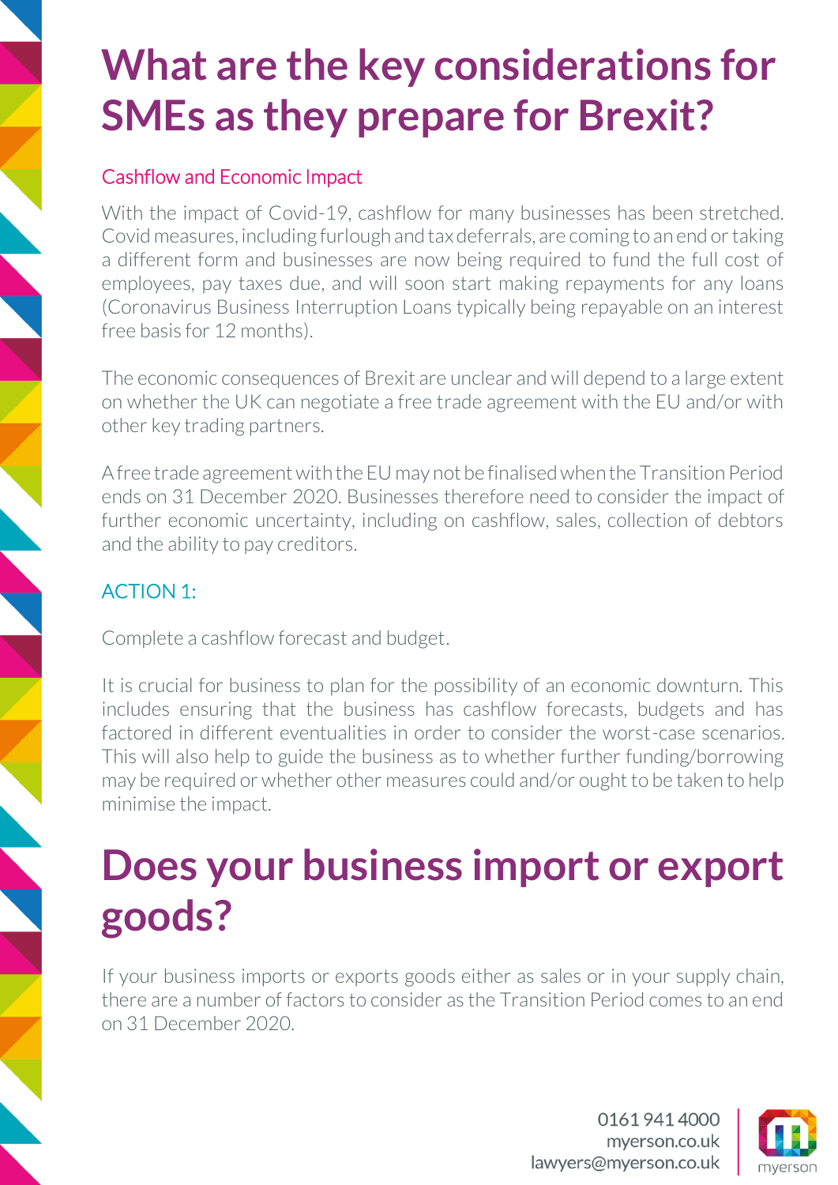# What are the key considerations for SMEs as they prepare for Brexit?

### Cashflow and Economic Impact

With the impact of Covid-19, cashflow for many businesses has been stretched. Covid measures, including furlough and tax deferrals, are coming to an end or taking a different form and businesses are now being required to fund the full cost of employees, pay taxes due, and will soon start making repayments for any loans (Coronavirus Business Interruption Loans typically being repayable on an interest free basis for 12 months).

The economic consequences of Brexit are unclear and will depend to a large extent on whether the UK can negotiate a free trade agreement with the EU and/or with other key trading partners.

A free trade agreement with the EU may not be finalised when the Transition Period ends on 31 December 2020. Businesses therefore need to consider the impact of further economic uncertainty, including on cashflow, sales, collection of debtors and the ability to pay creditors.

### ACTION 1:

Complete a cashflow forecast and budget.

It is crucial for business to plan for the possibility of an economic downturn. This includes ensuring that the business has cashflow forecasts, budgets and has factored in different eventualities in order to consider the worst-case scenarios. This will also help to guide the business as to whether further funding/borrowing may be required or whether other measures could and/or ought to be taken to help minimise the impact.

# Does your business import or export goods?

If your business imports or exports goods either as sales or in your supply chain, there are a number of factors to consider as the Transition Period comes to an end on 31 December 2020.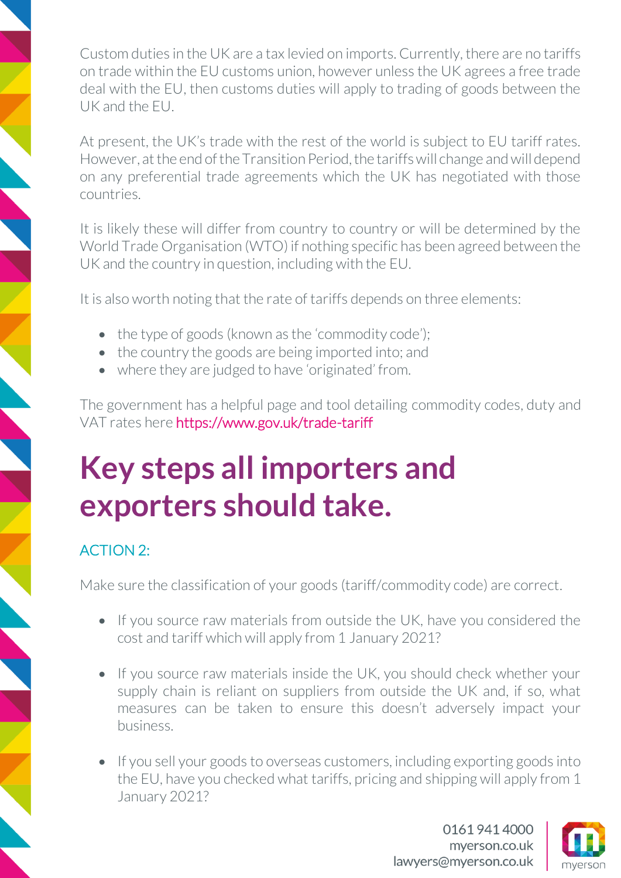Custom duties in the UK are a tax levied on imports. Currently, there are no tariffs on trade within the EU customs union, however unless the UK agrees a free trade deal with the EU, then customs duties will apply to trading of goods between the UK and the EU.

At present, the UK's trade with the rest of the world is subject to EU tariff rates. However, at the end of the Transition Period, the tariffs will change and will depend on any preferential trade agreements which the UK has negotiated with those countries.

It is likely these will differ from country to country or will be determined by the World Trade Organisation (WTO) if nothing specific has been agreed between the UK and the country in question, including with the EU.

It is also worth noting that the rate of tariffs depends on three elements:

- the type of goods (known as the 'commodity code');
- the country the goods are being imported into; and
- where they are judged to have 'originated' from.

The government has a helpful page and tool detailing commodity codes, duty and VAT rates here https://www.gov.uk/trade-tariff

# Key steps all importers and exporters should take.

### ACTION 2:

Make sure the classification of your goods (tariff/commodity code) are correct.

- If you source raw materials from outside the UK, have you considered the cost and tariff which will apply from 1 January 2021?
- If you source raw materials inside the UK, you should check whether your supply chain is reliant on suppliers from outside the UK and, if so, what measures can be taken to ensure this doesn't adversely impact your business.
- If you sell your goods to overseas customers, including exporting goods into the EU, have you checked what tariffs, pricing and shipping will apply from 1 January 2021?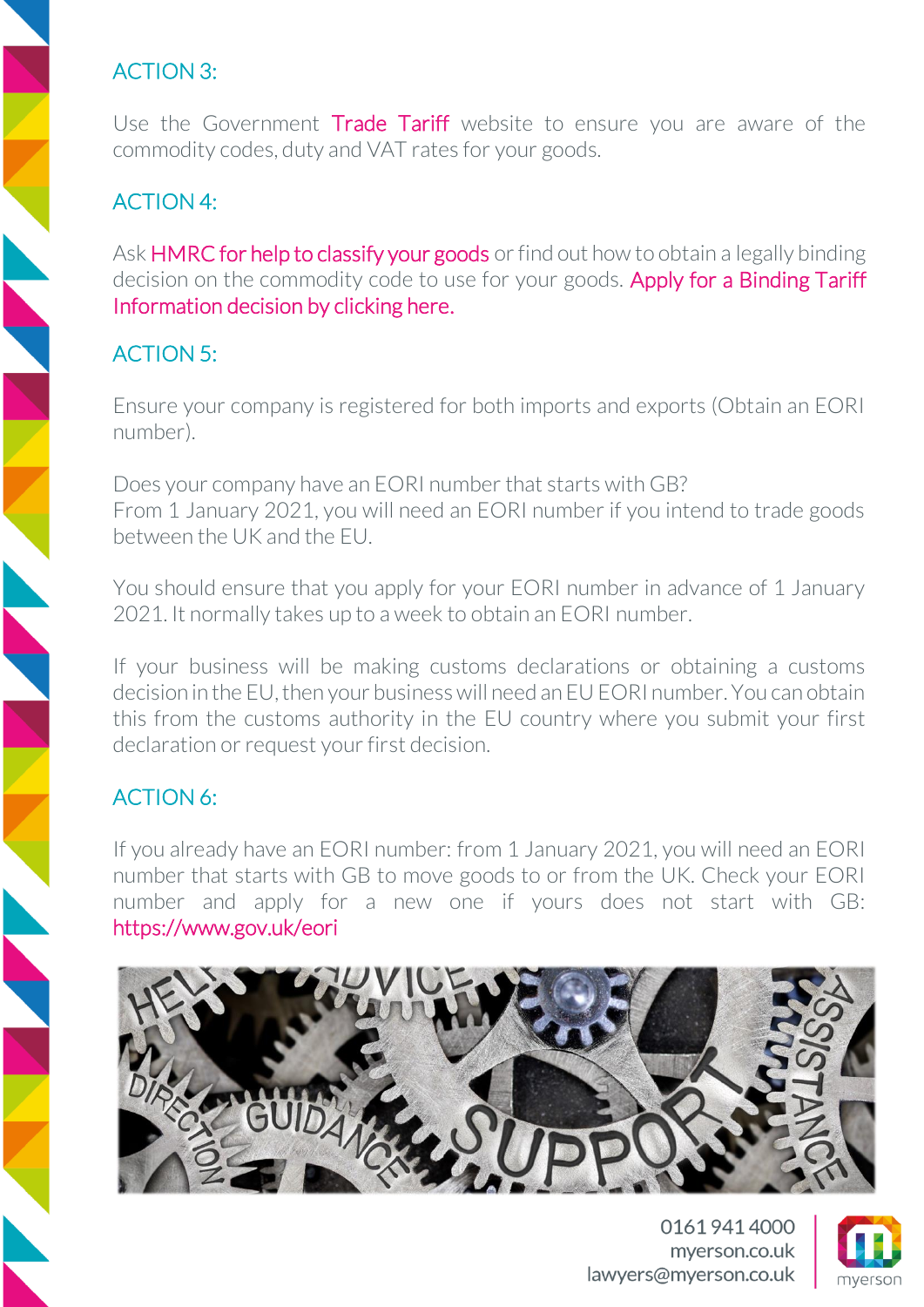## ACTION 3:

Use the Government Trade Tariff website to ensure you are aware of the commodity codes, duty and VAT rates for your goods.

## ACTION 4:

Ask HMRC for help to classify your goods or find out how to obtain a legally binding decision on the commodity code to use for your goods. Apply for a Binding Tariff Information decision by clicking here.

## ACTION 5:

Ensure your company is registered for both imports and exports (Obtain an EORI number).

Does your company have an EORI number that starts with GB?
From 1 January 2021, you will need an EORI number if you intend to trade goods between the UK and the EU.

You should ensure that you apply for your EORI number in advance of 1 January 2021. It normally takes up to a week to obtain an EORI number.

If your business will be making customs declarations or obtaining a customs decision in the EU, then your business will need an EU EORI number. You can obtain this from the customs authority in the EU country where you submit your first declaration or request your first decision.

## ACTION 6:

If you already have an EORI number: from 1 January 2021, you will need an EORI number that starts with GB to move goods to or from the UK. Check your EORI number and apply for a new one if yours does not start with GB: https://www.gov.uk/eori

0161 941 4000
myerson.co.uk
lawyers@myerson.co.uk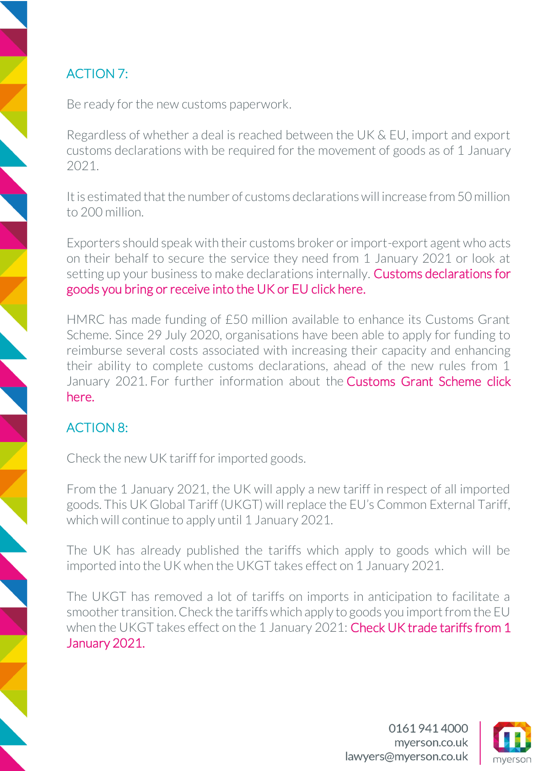## ACTION 7:

Be ready for the new customs paperwork.

Regardless of whether a deal is reached between the UK & EU, import and export customs declarations with be required for the movement of goods as of 1 January 2021.

It is estimated that the number of customs declarations will increase from 50 million to 200 million.

Exporters should speak with their customs broker or import-export agent who acts on their behalf to secure the service they need from 1 January 2021 or look at setting up your business to make declarations internally. Customs declarations for goods you bring or receive into the UK or EU click here.

HMRC has made funding of £50 million available to enhance its Customs Grant Scheme. Since 29 July 2020, organisations have been able to apply for funding to reimburse several costs associated with increasing their capacity and enhancing their ability to complete customs declarations, ahead of the new rules from 1 January 2021. For further information about the Customs Grant Scheme click here.

## ACTION 8:

Check the new UK tariff for imported goods.

From the 1 January 2021, the UK will apply a new tariff in respect of all imported goods. This UK Global Tariff (UKGT) will replace the EU's Common External Tariff, which will continue to apply until 1 January 2021.

The UK has already published the tariffs which apply to goods which will be imported into the UK when the UKGT takes effect on 1 January 2021.

The UKGT has removed a lot of tariffs on imports in anticipation to facilitate a smoother transition. Check the tariffs which apply to goods you import from the EU when the UKGT takes effect on the 1 January 2021: Check UK trade tariffs from 1 January 2021.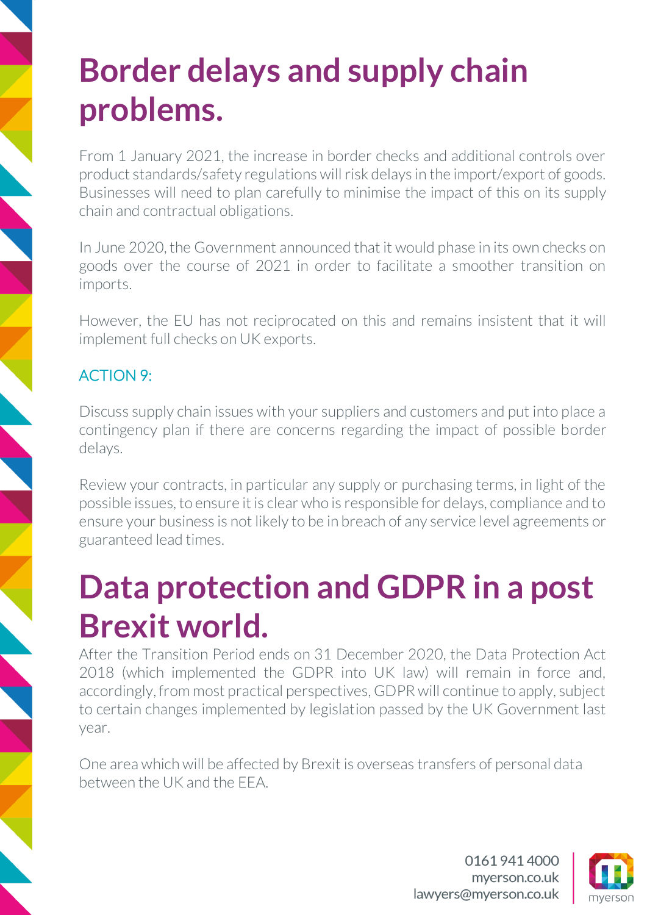# Border delays and supply chain problems.

From 1 January 2021, the increase in border checks and additional controls over product standards/safety regulations will risk delays in the import/export of goods. Businesses will need to plan carefully to minimise the impact of this on its supply chain and contractual obligations.

In June 2020, the Government announced that it would phase in its own checks on goods over the course of 2021 in order to facilitate a smoother transition on imports.

However, the EU has not reciprocated on this and remains insistent that it will implement full checks on UK exports.

ACTION 9:

Discuss supply chain issues with your suppliers and customers and put into place a contingency plan if there are concerns regarding the impact of possible border delays.

Review your contracts, in particular any supply or purchasing terms, in light of the possible issues, to ensure it is clear who is responsible for delays, compliance and to ensure your business is not likely to be in breach of any service level agreements or guaranteed lead times.

# Data protection and GDPR in a post Brexit world.

After the Transition Period ends on 31 December 2020, the Data Protection Act 2018 (which implemented the GDPR into UK law) will remain in force and, accordingly, from most practical perspectives, GDPR will continue to apply, subject to certain changes implemented by legislation passed by the UK Government last year.

One area which will be affected by Brexit is overseas transfers of personal data between the UK and the EEA.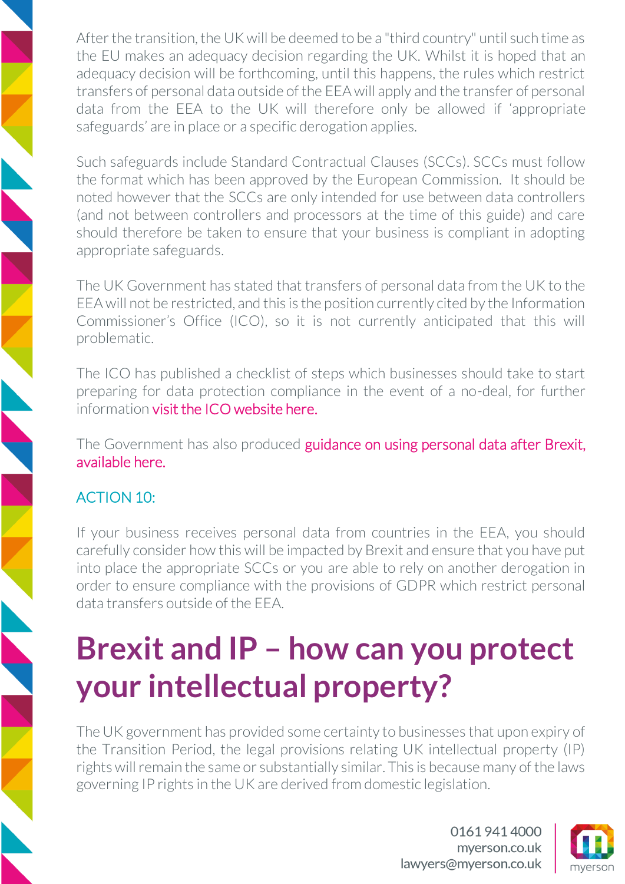After the transition, the UK will be deemed to be a "third country" until such time as the EU makes an adequacy decision regarding the UK. Whilst it is hoped that an adequacy decision will be forthcoming, until this happens, the rules which restrict transfers of personal data outside of the EEA will apply and the transfer of personal data from the EEA to the UK will therefore only be allowed if 'appropriate safeguards' are in place or a specific derogation applies.

Such safeguards include Standard Contractual Clauses (SCCs). SCCs must follow the format which has been approved by the European Commission. It should be noted however that the SCCs are only intended for use between data controllers (and not between controllers and processors at the time of this guide) and care should therefore be taken to ensure that your business is compliant in adopting appropriate safeguards.

The UK Government has stated that transfers of personal data from the UK to the EEA will not be restricted, and this is the position currently cited by the Information Commissioner's Office (ICO), so it is not currently anticipated that this will problematic.

The ICO has published a checklist of steps which businesses should take to start preparing for data protection compliance in the event of a no-deal, for further information visit the ICO website here.

The Government has also produced guidance on using personal data after Brexit, available here.

### ACTION 10:

If your business receives personal data from countries in the EEA, you should carefully consider how this will be impacted by Brexit and ensure that you have put into place the appropriate SCCs or you are able to rely on another derogation in order to ensure compliance with the provisions of GDPR which restrict personal data transfers outside of the EEA.

# Brexit and IP – how can you protect your intellectual property?

The UK government has provided some certainty to businesses that upon expiry of the Transition Period, the legal provisions relating UK intellectual property (IP) rights will remain the same or substantially similar. This is because many of the laws governing IP rights in the UK are derived from domestic legislation.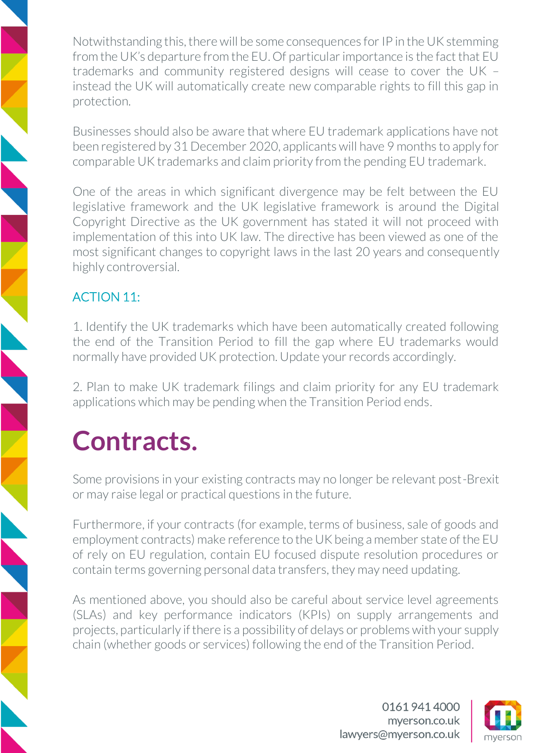Notwithstanding this, there will be some consequences for IP in the UK stemming from the UK's departure from the EU. Of particular importance is the fact that EU trademarks and community registered designs will cease to cover the UK – instead the UK will automatically create new comparable rights to fill this gap in protection.

Businesses should also be aware that where EU trademark applications have not been registered by 31 December 2020, applicants will have 9 months to apply for comparable UK trademarks and claim priority from the pending EU trademark.

One of the areas in which significant divergence may be felt between the EU legislative framework and the UK legislative framework is around the Digital Copyright Directive as the UK government has stated it will not proceed with implementation of this into UK law. The directive has been viewed as one of the most significant changes to copyright laws in the last 20 years and consequently highly controversial.

### ACTION 11:

1. Identify the UK trademarks which have been automatically created following the end of the Transition Period to fill the gap where EU trademarks would normally have provided UK protection. Update your records accordingly.

2. Plan to make UK trademark filings and claim priority for any EU trademark applications which may be pending when the Transition Period ends.

# Contracts.

Some provisions in your existing contracts may no longer be relevant post-Brexit or may raise legal or practical questions in the future.

Furthermore, if your contracts (for example, terms of business, sale of goods and employment contracts) make reference to the UK being a member state of the EU of rely on EU regulation, contain EU focused dispute resolution procedures or contain terms governing personal data transfers, they may need updating.

As mentioned above, you should also be careful about service level agreements (SLAs) and key performance indicators (KPIs) on supply arrangements and projects, particularly if there is a possibility of delays or problems with your supply chain (whether goods or services) following the end of the Transition Period.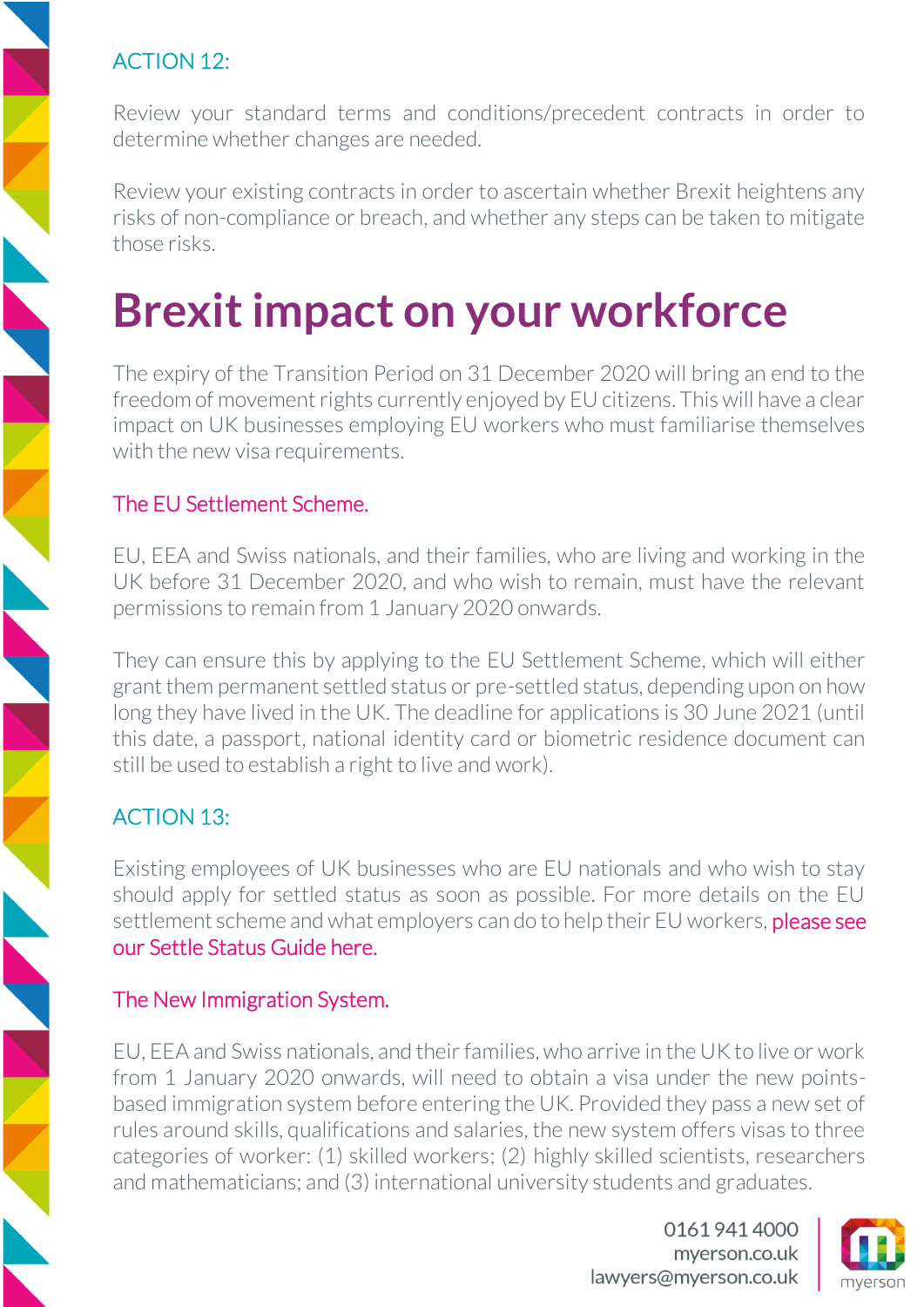ACTION 12:

Review your standard terms and conditions/precedent contracts in order to determine whether changes are needed.

Review your existing contracts in order to ascertain whether Brexit heightens any risks of non-compliance or breach, and whether any steps can be taken to mitigate those risks.

# Brexit impact on your workforce

The expiry of the Transition Period on 31 December 2020 will bring an end to the freedom of movement rights currently enjoyed by EU citizens. This will have a clear impact on UK businesses employing EU workers who must familiarise themselves with the new visa requirements.

## The EU Settlement Scheme.

EU, EEA and Swiss nationals, and their families, who are living and working in the UK before 31 December 2020, and who wish to remain, must have the relevant permissions to remain from 1 January 2020 onwards.

They can ensure this by applying to the EU Settlement Scheme, which will either grant them permanent settled status or pre-settled status, depending upon on how long they have lived in the UK. The deadline for applications is 30 June 2021 (until this date, a passport, national identity card or biometric residence document can still be used to establish a right to live and work).

ACTION 13:

Existing employees of UK businesses who are EU nationals and who wish to stay should apply for settled status as soon as possible. For more details on the EU settlement scheme and what employers can do to help their EU workers, please see our Settle Status Guide here.

## The New Immigration System.

EU, EEA and Swiss nationals, and their families, who arrive in the UK to live or work from 1 January 2020 onwards, will need to obtain a visa under the new points-based immigration system before entering the UK. Provided they pass a new set of rules around skills, qualifications and salaries, the new system offers visas to three categories of worker: (1) skilled workers; (2) highly skilled scientists, researchers and mathematicians; and (3) international university students and graduates.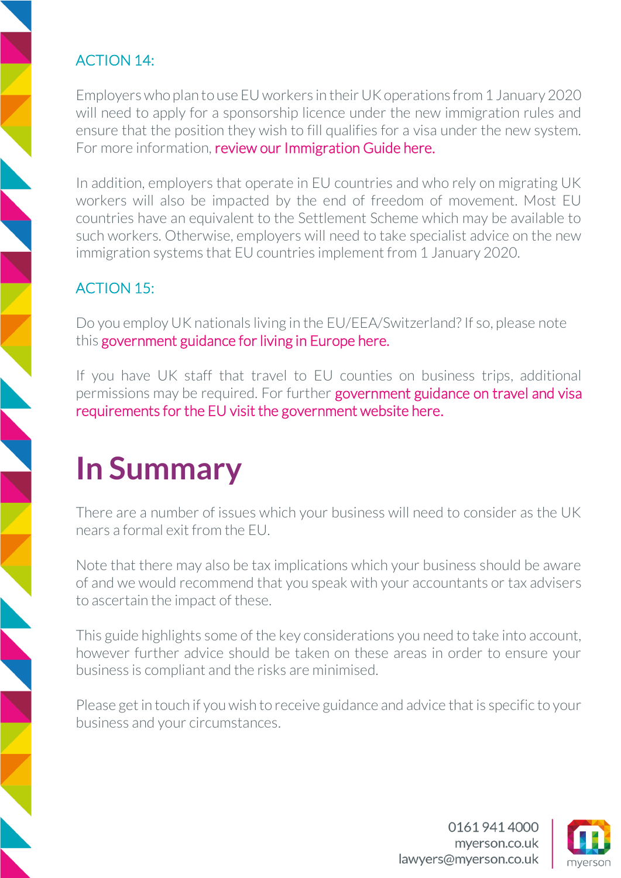### ACTION 14:

Employers who plan to use EU workers in their UK operations from 1 January 2020 will need to apply for a sponsorship licence under the new immigration rules and ensure that the position they wish to fill qualifies for a visa under the new system. For more information, review our Immigration Guide here.

In addition, employers that operate in EU countries and who rely on migrating UK workers will also be impacted by the end of freedom of movement. Most EU countries have an equivalent to the Settlement Scheme which may be available to such workers. Otherwise, employers will need to take specialist advice on the new immigration systems that EU countries implement from 1 January 2020.

### ACTION 15:

Do you employ UK nationals living in the EU/EEA/Switzerland? If so, please note this government guidance for living in Europe here.

If you have UK staff that travel to EU counties on business trips, additional permissions may be required. For further government guidance on travel and visa requirements for the EU visit the government website here.

# In Summary

There are a number of issues which your business will need to consider as the UK nears a formal exit from the EU.

Note that there may also be tax implications which your business should be aware of and we would recommend that you speak with your accountants or tax advisers to ascertain the impact of these.

This guide highlights some of the key considerations you need to take into account, however further advice should be taken on these areas in order to ensure your business is compliant and the risks are minimised.

Please get in touch if you wish to receive guidance and advice that is specific to your business and your circumstances.

0161 941 4000
myerson.co.uk
lawyers@myerson.co.uk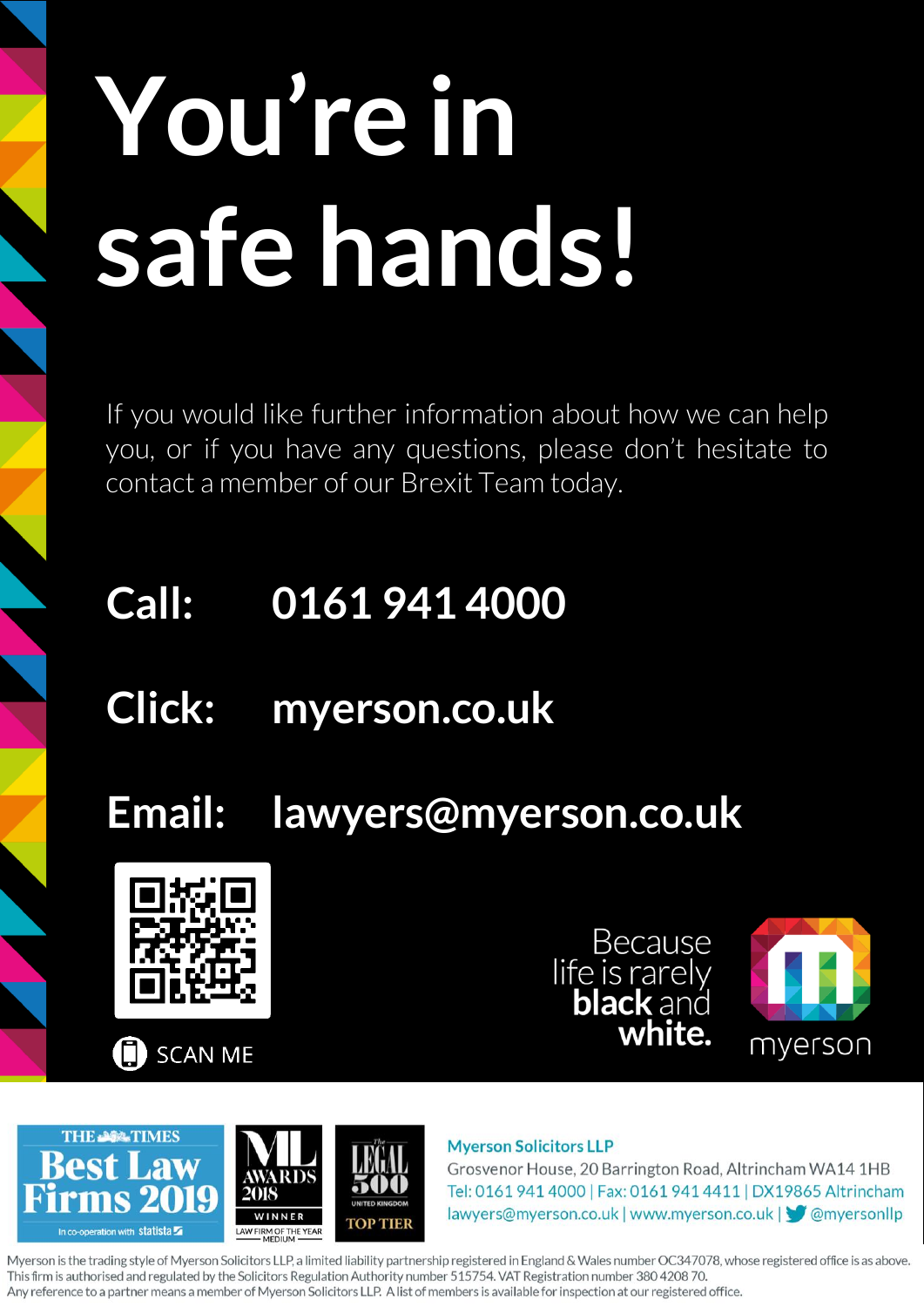# You're in safe hands!

If you would like further information about how we can help you, or if you have any questions, please don't hesitate to contact a member of our Brexit Team today.

**Call:** 0161 941 4000

**Click:** myerson.co.uk

**Email:** lawyers@myerson.co.uk

SCAN ME

Because life is rarely **black** and **white.**

myerson

THE TIMES Best Law Firms 2019 In co-operation with statista

ML AWARDS 2018 WINNER LAW FIRM OF THE YEAR MEDIUM

The LEGAL 500 UNITED KINGDOM TOP TIER

**Myerson Solicitors LLP**
Grosvenor House, 20 Barrington Road, Altrincham WA14 1HB
Tel: 0161 941 4000 | Fax: 0161 941 4411 | DX19865 Altrincham
lawyers@myerson.co.uk | www.myerson.co.uk | @myersonllp

Myerson is the trading style of Myerson Solicitors LLP, a limited liability partnership registered in England & Wales number OC347078, whose registered office is as above. This firm is authorised and regulated by the Solicitors Regulation Authority number 515754. VAT Registration number 380 4208 70. Any reference to a partner means a member of Myerson Solicitors LLP. A list of members is available for inspection at our registered office.